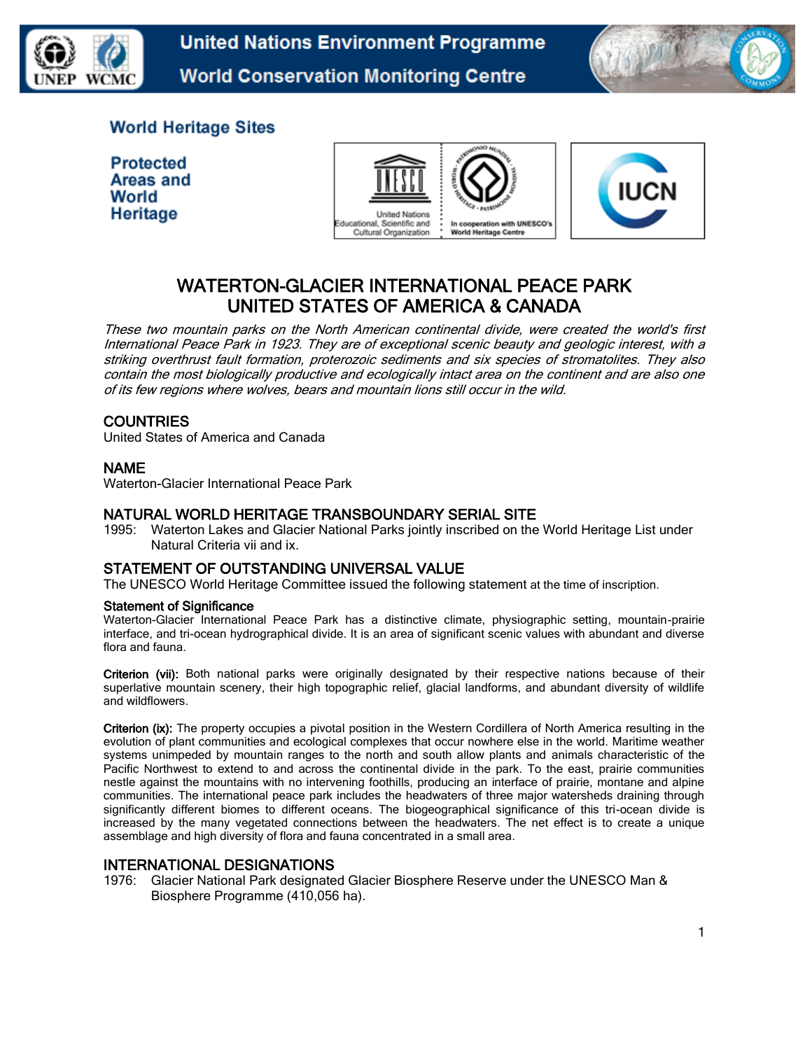World Heritage Sites

Protected Areas and World Heritage

# WATERTON-GLACIER INTERNATIONAL PEACE PARK
# UNITED STATES OF AMERICA & CANADA

*These two mountain parks on the North American continental divide, were created the world's first International Peace Park in 1923. They are of exceptional scenic beauty and geologic interest, with a striking overthrust fault formation, proterozoic sediments and six species of stromatolites. They also contain the most biologically productive and ecologically intact area on the continent and are also one of its few regions where wolves, bears and mountain lions still occur in the wild.*

## COUNTRIES

United States of America and Canada

## NAME

Waterton-Glacier International Peace Park

## NATURAL WORLD HERITAGE TRANSBOUNDARY SERIAL SITE

1995: Waterton Lakes and Glacier National Parks jointly inscribed on the World Heritage List under Natural Criteria vii and ix.

## STATEMENT OF OUTSTANDING UNIVERSAL VALUE

The UNESCO World Heritage Committee issued the following statement at the time of inscription.

### Statement of Significance

Waterton-Glacier International Peace Park has a distinctive climate, physiographic setting, mountain-prairie interface, and tri-ocean hydrographical divide. It is an area of significant scenic values with abundant and diverse flora and fauna.

**Criterion (vii):** Both national parks were originally designated by their respective nations because of their superlative mountain scenery, their high topographic relief, glacial landforms, and abundant diversity of wildlife and wildflowers.

**Criterion (ix):** The property occupies a pivotal position in the Western Cordillera of North America resulting in the evolution of plant communities and ecological complexes that occur nowhere else in the world. Maritime weather systems unimpeded by mountain ranges to the north and south allow plants and animals characteristic of the Pacific Northwest to extend to and across the continental divide in the park. To the east, prairie communities nestle against the mountains with no intervening foothills, producing an interface of prairie, montane and alpine communities. The international peace park includes the headwaters of three major watersheds draining through significantly different biomes to different oceans. The biogeographical significance of this tri-ocean divide is increased by the many vegetated connections between the headwaters. The net effect is to create a unique assemblage and high diversity of flora and fauna concentrated in a small area.

## INTERNATIONAL DESIGNATIONS

1976: Glacier National Park designated Glacier Biosphere Reserve under the UNESCO Man & Biosphere Programme (410,056 ha).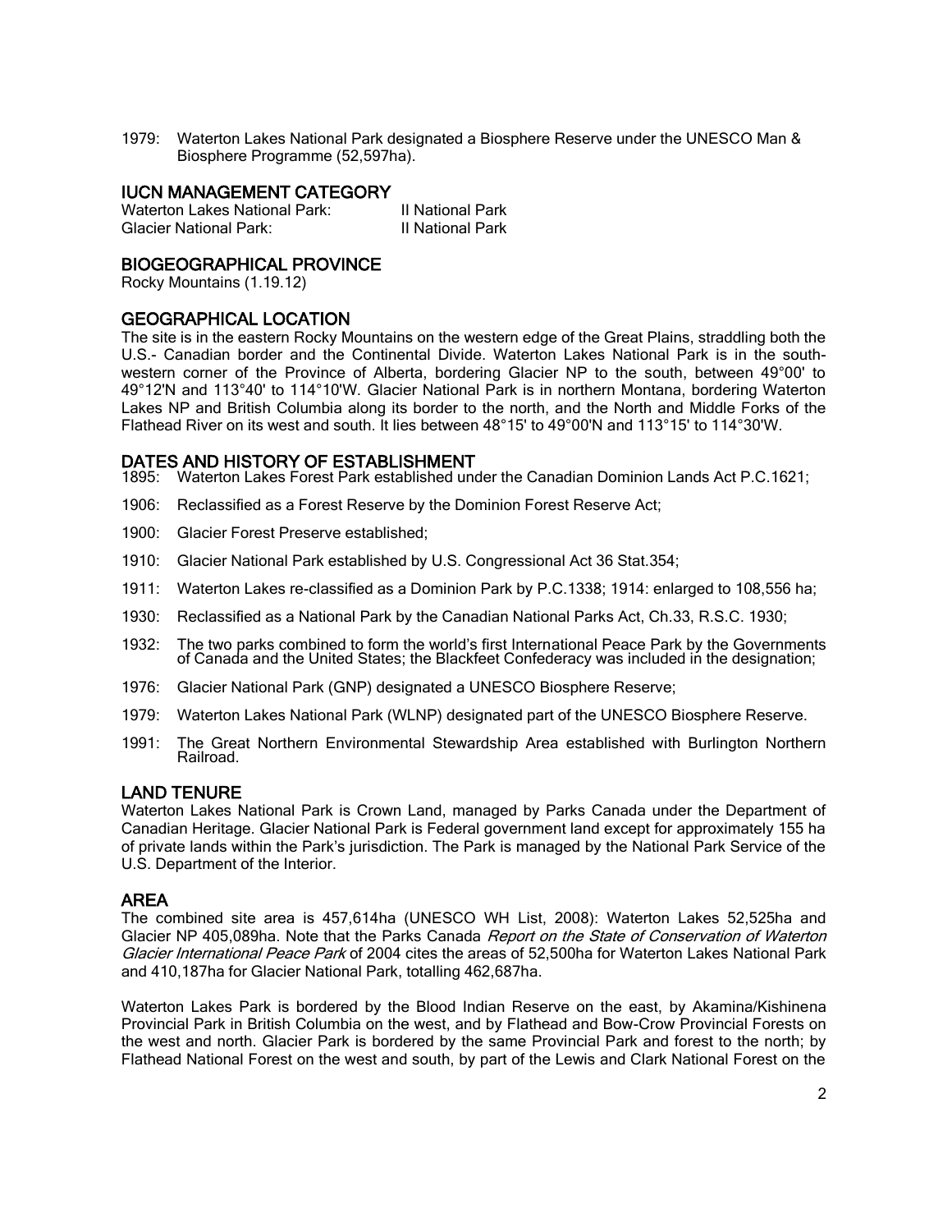1979: Waterton Lakes National Park designated a Biosphere Reserve under the UNESCO Man & Biosphere Programme (52,597ha).

## IUCN MANAGEMENT CATEGORY

Waterton Lakes National Park: II National Park
Glacier National Park: II National Park

## BIOGEOGRAPHICAL PROVINCE

Rocky Mountains (1.19.12)

## GEOGRAPHICAL LOCATION

The site is in the eastern Rocky Mountains on the western edge of the Great Plains, straddling both the U.S.- Canadian border and the Continental Divide. Waterton Lakes National Park is in the south-western corner of the Province of Alberta, bordering Glacier NP to the south, between 49°00' to 49°12'N and 113°40' to 114°10'W. Glacier National Park is in northern Montana, bordering Waterton Lakes NP and British Columbia along its border to the north, and the North and Middle Forks of the Flathead River on its west and south. It lies between 48°15' to 49°00'N and 113°15' to 114°30'W.

## DATES AND HISTORY OF ESTABLISHMENT

1895: Waterton Lakes Forest Park established under the Canadian Dominion Lands Act P.C.1621;

1906: Reclassified as a Forest Reserve by the Dominion Forest Reserve Act;

1900: Glacier Forest Preserve established;

1910: Glacier National Park established by U.S. Congressional Act 36 Stat.354;

1911: Waterton Lakes re-classified as a Dominion Park by P.C.1338; 1914: enlarged to 108,556 ha;

1930: Reclassified as a National Park by the Canadian National Parks Act, Ch.33, R.S.C. 1930;

1932: The two parks combined to form the world's first International Peace Park by the Governments of Canada and the United States; the Blackfeet Confederacy was included in the designation;

1976: Glacier National Park (GNP) designated a UNESCO Biosphere Reserve;

1979: Waterton Lakes National Park (WLNP) designated part of the UNESCO Biosphere Reserve.

1991: The Great Northern Environmental Stewardship Area established with Burlington Northern Railroad.

## LAND TENURE

Waterton Lakes National Park is Crown Land, managed by Parks Canada under the Department of Canadian Heritage. Glacier National Park is Federal government land except for approximately 155 ha of private lands within the Park's jurisdiction. The Park is managed by the National Park Service of the U.S. Department of the Interior.

## AREA

The combined site area is 457,614ha (UNESCO WH List, 2008): Waterton Lakes 52,525ha and Glacier NP 405,089ha. Note that the Parks Canada *Report on the State of Conservation of Waterton Glacier International Peace Park* of 2004 cites the areas of 52,500ha for Waterton Lakes National Park and 410,187ha for Glacier National Park, totalling 462,687ha.

Waterton Lakes Park is bordered by the Blood Indian Reserve on the east, by Akamina/Kishinena Provincial Park in British Columbia on the west, and by Flathead and Bow-Crow Provincial Forests on the west and north. Glacier Park is bordered by the same Provincial Park and forest to the north; by Flathead National Forest on the west and south, by part of the Lewis and Clark National Forest on the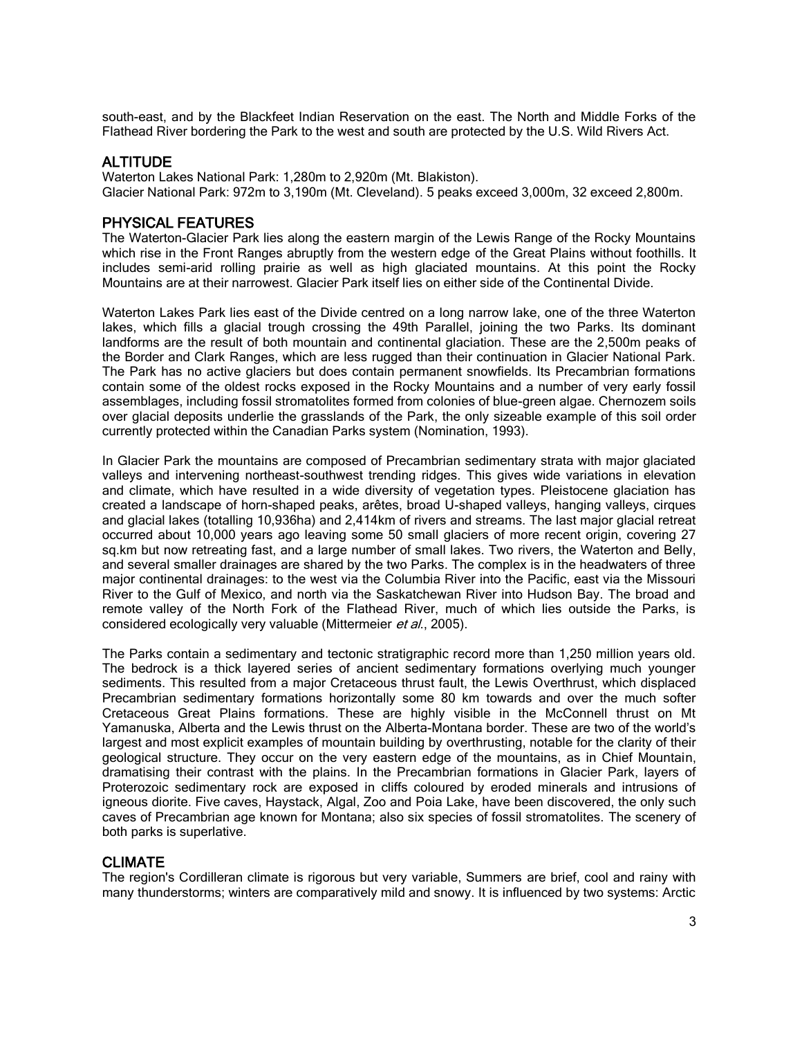south-east, and by the Blackfeet Indian Reservation on the east. The North and Middle Forks of the Flathead River bordering the Park to the west and south are protected by the U.S. Wild Rivers Act.

## ALTITUDE

Waterton Lakes National Park: 1,280m to 2,920m (Mt. Blakiston).
Glacier National Park: 972m to 3,190m (Mt. Cleveland). 5 peaks exceed 3,000m, 32 exceed 2,800m.

## PHYSICAL FEATURES

The Waterton-Glacier Park lies along the eastern margin of the Lewis Range of the Rocky Mountains which rise in the Front Ranges abruptly from the western edge of the Great Plains without foothills. It includes semi-arid rolling prairie as well as high glaciated mountains. At this point the Rocky Mountains are at their narrowest. Glacier Park itself lies on either side of the Continental Divide.

Waterton Lakes Park lies east of the Divide centred on a long narrow lake, one of the three Waterton lakes, which fills a glacial trough crossing the 49th Parallel, joining the two Parks. Its dominant landforms are the result of both mountain and continental glaciation. These are the 2,500m peaks of the Border and Clark Ranges, which are less rugged than their continuation in Glacier National Park. The Park has no active glaciers but does contain permanent snowfields. Its Precambrian formations contain some of the oldest rocks exposed in the Rocky Mountains and a number of very early fossil assemblages, including fossil stromatolites formed from colonies of blue-green algae. Chernozem soils over glacial deposits underlie the grasslands of the Park, the only sizeable example of this soil order currently protected within the Canadian Parks system (Nomination, 1993).

In Glacier Park the mountains are composed of Precambrian sedimentary strata with major glaciated valleys and intervening northeast-southwest trending ridges. This gives wide variations in elevation and climate, which have resulted in a wide diversity of vegetation types. Pleistocene glaciation has created a landscape of horn-shaped peaks, arêtes, broad U-shaped valleys, hanging valleys, cirques and glacial lakes (totalling 10,936ha) and 2,414km of rivers and streams. The last major glacial retreat occurred about 10,000 years ago leaving some 50 small glaciers of more recent origin, covering 27 sq.km but now retreating fast, and a large number of small lakes. Two rivers, the Waterton and Belly, and several smaller drainages are shared by the two Parks. The complex is in the headwaters of three major continental drainages: to the west via the Columbia River into the Pacific, east via the Missouri River to the Gulf of Mexico, and north via the Saskatchewan River into Hudson Bay. The broad and remote valley of the North Fork of the Flathead River, much of which lies outside the Parks, is considered ecologically very valuable (Mittermeier *et al.*, 2005).

The Parks contain a sedimentary and tectonic stratigraphic record more than 1,250 million years old. The bedrock is a thick layered series of ancient sedimentary formations overlying much younger sediments. This resulted from a major Cretaceous thrust fault, the Lewis Overthrust, which displaced Precambrian sedimentary formations horizontally some 80 km towards and over the much softer Cretaceous Great Plains formations. These are highly visible in the McConnell thrust on Mt Yamanuska, Alberta and the Lewis thrust on the Alberta-Montana border. These are two of the world's largest and most explicit examples of mountain building by overthrusting, notable for the clarity of their geological structure. They occur on the very eastern edge of the mountains, as in Chief Mountain, dramatising their contrast with the plains. In the Precambrian formations in Glacier Park, layers of Proterozoic sedimentary rock are exposed in cliffs coloured by eroded minerals and intrusions of igneous diorite. Five caves, Haystack, Algal, Zoo and Poia Lake, have been discovered, the only such caves of Precambrian age known for Montana; also six species of fossil stromatolites. The scenery of both parks is superlative.

## CLIMATE

The region's Cordilleran climate is rigorous but very variable, Summers are brief, cool and rainy with many thunderstorms; winters are comparatively mild and snowy. It is influenced by two systems: Arctic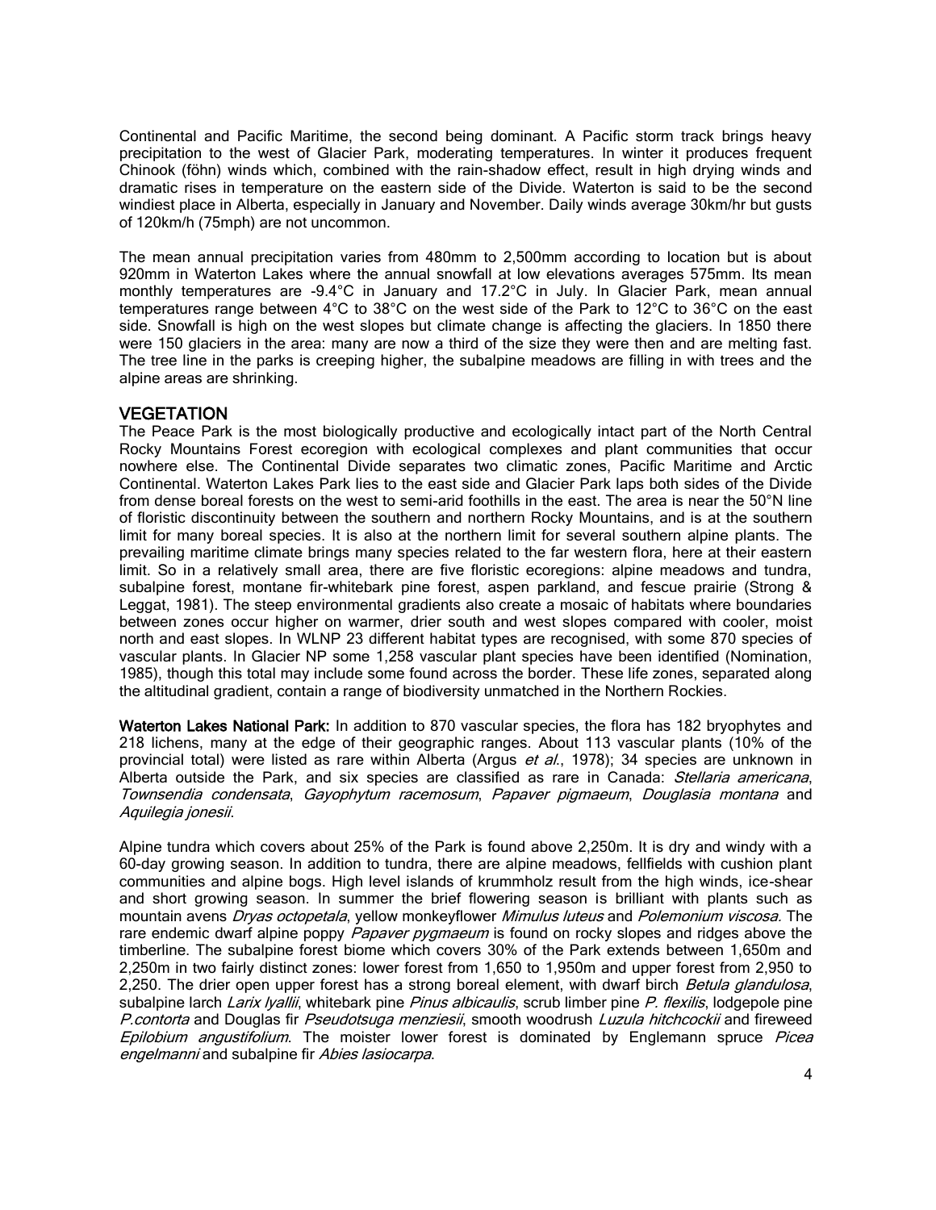Continental and Pacific Maritime, the second being dominant. A Pacific storm track brings heavy precipitation to the west of Glacier Park, moderating temperatures. In winter it produces frequent Chinook (föhn) winds which, combined with the rain-shadow effect, result in high drying winds and dramatic rises in temperature on the eastern side of the Divide. Waterton is said to be the second windiest place in Alberta, especially in January and November. Daily winds average 30km/hr but gusts of 120km/h (75mph) are not uncommon.

The mean annual precipitation varies from 480mm to 2,500mm according to location but is about 920mm in Waterton Lakes where the annual snowfall at low elevations averages 575mm. Its mean monthly temperatures are -9.4°C in January and 17.2°C in July. In Glacier Park, mean annual temperatures range between 4°C to 38°C on the west side of the Park to 12°C to 36°C on the east side. Snowfall is high on the west slopes but climate change is affecting the glaciers. In 1850 there were 150 glaciers in the area: many are now a third of the size they were then and are melting fast. The tree line in the parks is creeping higher, the subalpine meadows are filling in with trees and the alpine areas are shrinking.

## VEGETATION

The Peace Park is the most biologically productive and ecologically intact part of the North Central Rocky Mountains Forest ecoregion with ecological complexes and plant communities that occur nowhere else. The Continental Divide separates two climatic zones, Pacific Maritime and Arctic Continental. Waterton Lakes Park lies to the east side and Glacier Park laps both sides of the Divide from dense boreal forests on the west to semi-arid foothills in the east. The area is near the 50°N line of floristic discontinuity between the southern and northern Rocky Mountains, and is at the southern limit for many boreal species. It is also at the northern limit for several southern alpine plants. The prevailing maritime climate brings many species related to the far western flora, here at their eastern limit. So in a relatively small area, there are five floristic ecoregions: alpine meadows and tundra, subalpine forest, montane fir-whitebark pine forest, aspen parkland, and fescue prairie (Strong & Leggat, 1981). The steep environmental gradients also create a mosaic of habitats where boundaries between zones occur higher on warmer, drier south and west slopes compared with cooler, moist north and east slopes. In WLNP 23 different habitat types are recognised, with some 870 species of vascular plants. In Glacier NP some 1,258 vascular plant species have been identified (Nomination, 1985), though this total may include some found across the border. These life zones, separated along the altitudinal gradient, contain a range of biodiversity unmatched in the Northern Rockies.

**Waterton Lakes National Park:** In addition to 870 vascular species, the flora has 182 bryophytes and 218 lichens, many at the edge of their geographic ranges. About 113 vascular plants (10% of the provincial total) were listed as rare within Alberta (Argus *et al.*, 1978); 34 species are unknown in Alberta outside the Park, and six species are classified as rare in Canada: *Stellaria americana*, *Townsendia condensata*, *Gayophytum racemosum*, *Papaver pigmaeum*, *Douglasia montana* and *Aquilegia jonesii*.

Alpine tundra which covers about 25% of the Park is found above 2,250m. It is dry and windy with a 60-day growing season. In addition to tundra, there are alpine meadows, fellfields with cushion plant communities and alpine bogs. High level islands of krummholz result from the high winds, ice-shear and short growing season. In summer the brief flowering season is brilliant with plants such as mountain avens *Dryas octopetala*, yellow monkeyflower *Mimulus luteus* and *Polemonium viscosa.* The rare endemic dwarf alpine poppy *Papaver pygmaeum* is found on rocky slopes and ridges above the timberline. The subalpine forest biome which covers 30% of the Park extends between 1,650m and 2,250m in two fairly distinct zones: lower forest from 1,650 to 1,950m and upper forest from 2,950 to 2,250. The drier open upper forest has a strong boreal element, with dwarf birch *Betula glandulosa*, subalpine larch *Larix lyallii*, whitebark pine *Pinus albicaulis*, scrub limber pine *P. flexilis*, lodgepole pine *P.contorta* and Douglas fir *Pseudotsuga menziesii*, smooth woodrush *Luzula hitchcockii* and fireweed *Epilobium angustifolium*. The moister lower forest is dominated by Englemann spruce *Picea engelmanni* and subalpine fir *Abies lasiocarpa*.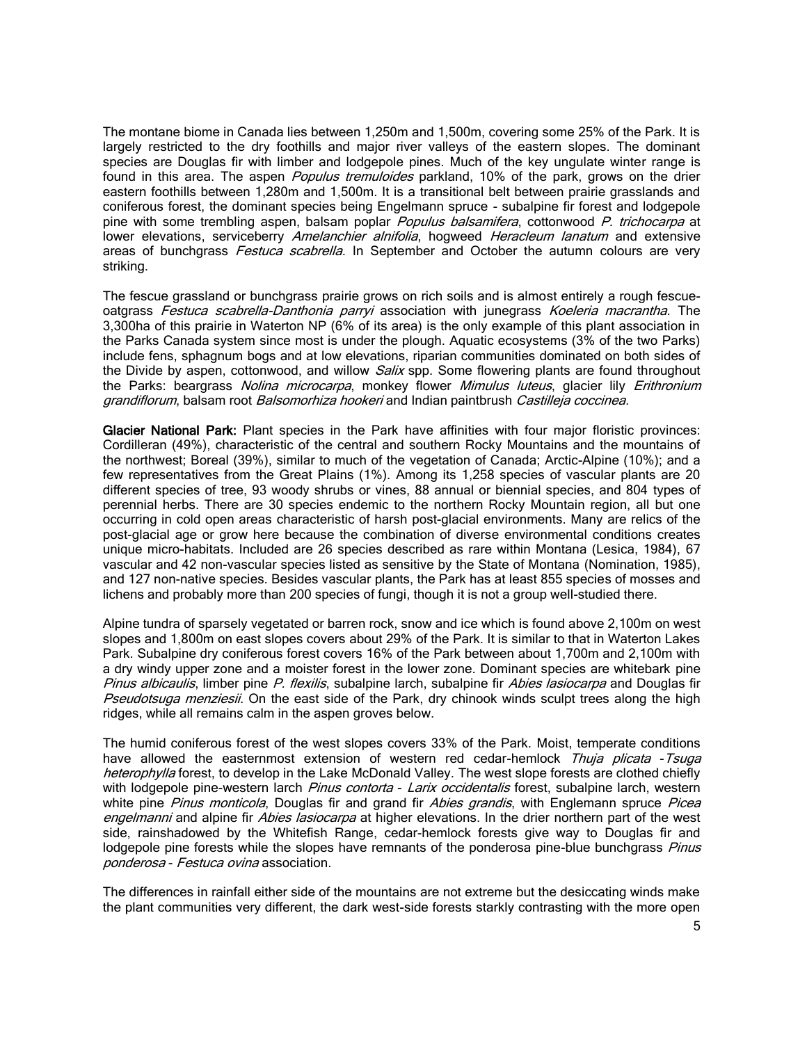The montane biome in Canada lies between 1,250m and 1,500m, covering some 25% of the Park. It is largely restricted to the dry foothills and major river valleys of the eastern slopes. The dominant species are Douglas fir with limber and lodgepole pines. Much of the key ungulate winter range is found in this area. The aspen *Populus tremuloides* parkland, 10% of the park, grows on the drier eastern foothills between 1,280m and 1,500m. It is a transitional belt between prairie grasslands and coniferous forest, the dominant species being Engelmann spruce - subalpine fir forest and lodgepole pine with some trembling aspen, balsam poplar *Populus balsamifera*, cottonwood *P. trichocarpa* at lower elevations, serviceberry *Amelanchier alnifolia*, hogweed *Heracleum lanatum* and extensive areas of bunchgrass *Festuca scabrella*. In September and October the autumn colours are very striking.

The fescue grassland or bunchgrass prairie grows on rich soils and is almost entirely a rough fescue-oatgrass *Festuca scabrella-Danthonia parryi* association with junegrass *Koeleria macrantha*. The 3,300ha of this prairie in Waterton NP (6% of its area) is the only example of this plant association in the Parks Canada system since most is under the plough. Aquatic ecosystems (3% of the two Parks) include fens, sphagnum bogs and at low elevations, riparian communities dominated on both sides of the Divide by aspen, cottonwood, and willow *Salix* spp. Some flowering plants are found throughout the Parks: beargrass *Nolina microcarpa*, monkey flower *Mimulus luteus*, glacier lily *Erithronium grandiflorum*, balsam root *Balsomorhiza hookeri* and Indian paintbrush *Castilleja coccinea.*

**Glacier National Park:** Plant species in the Park have affinities with four major floristic provinces: Cordilleran (49%), characteristic of the central and southern Rocky Mountains and the mountains of the northwest; Boreal (39%), similar to much of the vegetation of Canada; Arctic-Alpine (10%); and a few representatives from the Great Plains (1%). Among its 1,258 species of vascular plants are 20 different species of tree, 93 woody shrubs or vines, 88 annual or biennial species, and 804 types of perennial herbs. There are 30 species endemic to the northern Rocky Mountain region, all but one occurring in cold open areas characteristic of harsh post-glacial environments. Many are relics of the post-glacial age or grow here because the combination of diverse environmental conditions creates unique micro-habitats. Included are 26 species described as rare within Montana (Lesica, 1984), 67 vascular and 42 non-vascular species listed as sensitive by the State of Montana (Nomination, 1985), and 127 non-native species. Besides vascular plants, the Park has at least 855 species of mosses and lichens and probably more than 200 species of fungi, though it is not a group well-studied there.

Alpine tundra of sparsely vegetated or barren rock, snow and ice which is found above 2,100m on west slopes and 1,800m on east slopes covers about 29% of the Park. It is similar to that in Waterton Lakes Park. Subalpine dry coniferous forest covers 16% of the Park between about 1,700m and 2,100m with a dry windy upper zone and a moister forest in the lower zone. Dominant species are whitebark pine *Pinus albicaulis*, limber pine *P. flexilis*, subalpine larch, subalpine fir *Abies lasiocarpa* and Douglas fir *Pseudotsuga menziesii*. On the east side of the Park, dry chinook winds sculpt trees along the high ridges, while all remains calm in the aspen groves below.

The humid coniferous forest of the west slopes covers 33% of the Park. Moist, temperate conditions have allowed the easternmost extension of western red cedar-hemlock *Thuja plicata* -*Tsuga heterophylla* forest, to develop in the Lake McDonald Valley. The west slope forests are clothed chiefly with lodgepole pine-western larch *Pinus contorta* - *Larix occidentalis* forest, subalpine larch, western white pine *Pinus monticola*, Douglas fir and grand fir *Abies grandis*, with Englemann spruce *Picea engelmanni* and alpine fir *Abies lasiocarpa* at higher elevations. In the drier northern part of the west side, rainshadowed by the Whitefish Range, cedar-hemlock forests give way to Douglas fir and lodgepole pine forests while the slopes have remnants of the ponderosa pine-blue bunchgrass *Pinus ponderosa* - *Festuca ovina* association.

The differences in rainfall either side of the mountains are not extreme but the desiccating winds make the plant communities very different, the dark west-side forests starkly contrasting with the more open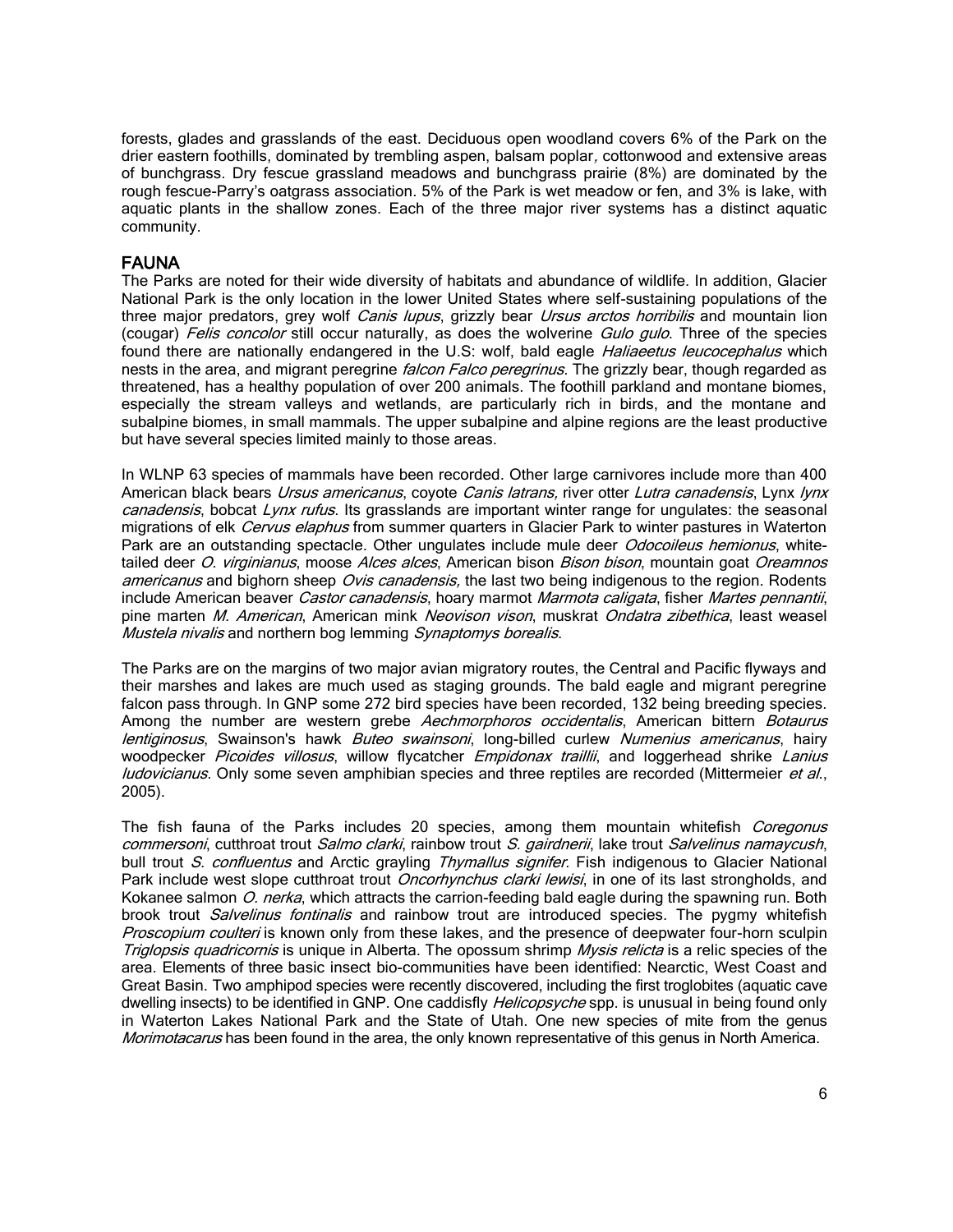forests, glades and grasslands of the east. Deciduous open woodland covers 6% of the Park on the drier eastern foothills, dominated by trembling aspen, balsam poplar, cottonwood and extensive areas of bunchgrass. Dry fescue grassland meadows and bunchgrass prairie (8%) are dominated by the rough fescue-Parry's oatgrass association. 5% of the Park is wet meadow or fen, and 3% is lake, with aquatic plants in the shallow zones. Each of the three major river systems has a distinct aquatic community.

## FAUNA

The Parks are noted for their wide diversity of habitats and abundance of wildlife. In addition, Glacier National Park is the only location in the lower United States where self-sustaining populations of the three major predators, grey wolf *Canis lupus*, grizzly bear *Ursus arctos horribilis* and mountain lion (cougar) *Felis concolor* still occur naturally, as does the wolverine *Gulo gulo*. Three of the species found there are nationally endangered in the U.S: wolf, bald eagle *Haliaeetus leucocephalus* which nests in the area, and migrant peregrine *falcon Falco peregrinus*. The grizzly bear, though regarded as threatened, has a healthy population of over 200 animals. The foothill parkland and montane biomes, especially the stream valleys and wetlands, are particularly rich in birds, and the montane and subalpine biomes, in small mammals. The upper subalpine and alpine regions are the least productive but have several species limited mainly to those areas.

In WLNP 63 species of mammals have been recorded. Other large carnivores include more than 400 American black bears *Ursus americanus*, coyote *Canis latrans,* river otter *Lutra canadensis*, Lynx *lynx canadensis*, bobcat *Lynx rufus*. Its grasslands are important winter range for ungulates: the seasonal migrations of elk *Cervus elaphus* from summer quarters in Glacier Park to winter pastures in Waterton Park are an outstanding spectacle. Other ungulates include mule deer *Odocoileus hemionus*, white-tailed deer *O. virginianus*, moose *Alces alces*, American bison *Bison bison*, mountain goat *Oreamnos americanus* and bighorn sheep *Ovis canadensis,* the last two being indigenous to the region. Rodents include American beaver *Castor canadensis*, hoary marmot *Marmota caligata*, fisher *Martes pennantii*, pine marten *M. American*, American mink *Neovison vison*, muskrat *Ondatra zibethica*, least weasel *Mustela nivalis* and northern bog lemming *Synaptomys borealis*.

The Parks are on the margins of two major avian migratory routes, the Central and Pacific flyways and their marshes and lakes are much used as staging grounds. The bald eagle and migrant peregrine falcon pass through. In GNP some 272 bird species have been recorded, 132 being breeding species. Among the number are western grebe *Aechmorphoros occidentalis*, American bittern *Botaurus lentiginosus*, Swainson's hawk *Buteo swainsoni*, long-billed curlew *Numenius americanus*, hairy woodpecker *Picoides villosus*, willow flycatcher *Empidonax traillii*, and loggerhead shrike *Lanius ludovicianus*. Only some seven amphibian species and three reptiles are recorded (Mittermeier *et al.*, 2005).

The fish fauna of the Parks includes 20 species, among them mountain whitefish *Coregonus commersoni*, cutthroat trout *Salmo clarki*, rainbow trout *S. gairdnerii*, lake trout *Salvelinus namaycush*, bull trout *S. confluentus* and Arctic grayling *Thymallus signifer*. Fish indigenous to Glacier National Park include west slope cutthroat trout *Oncorhynchus clarki lewisi*, in one of its last strongholds, and Kokanee salmon *O. nerka*, which attracts the carrion-feeding bald eagle during the spawning run. Both brook trout *Salvelinus fontinalis* and rainbow trout are introduced species. The pygmy whitefish *Proscopium coulteri* is known only from these lakes, and the presence of deepwater four-horn sculpin *Triglopsis quadricornis* is unique in Alberta. The opossum shrimp *Mysis relicta* is a relic species of the area. Elements of three basic insect bio-communities have been identified: Nearctic, West Coast and Great Basin. Two amphipod species were recently discovered, including the first troglobites (aquatic cave dwelling insects) to be identified in GNP. One caddisfly *Helicopsyche* spp. is unusual in being found only in Waterton Lakes National Park and the State of Utah. One new species of mite from the genus *Morimotacarus* has been found in the area, the only known representative of this genus in North America.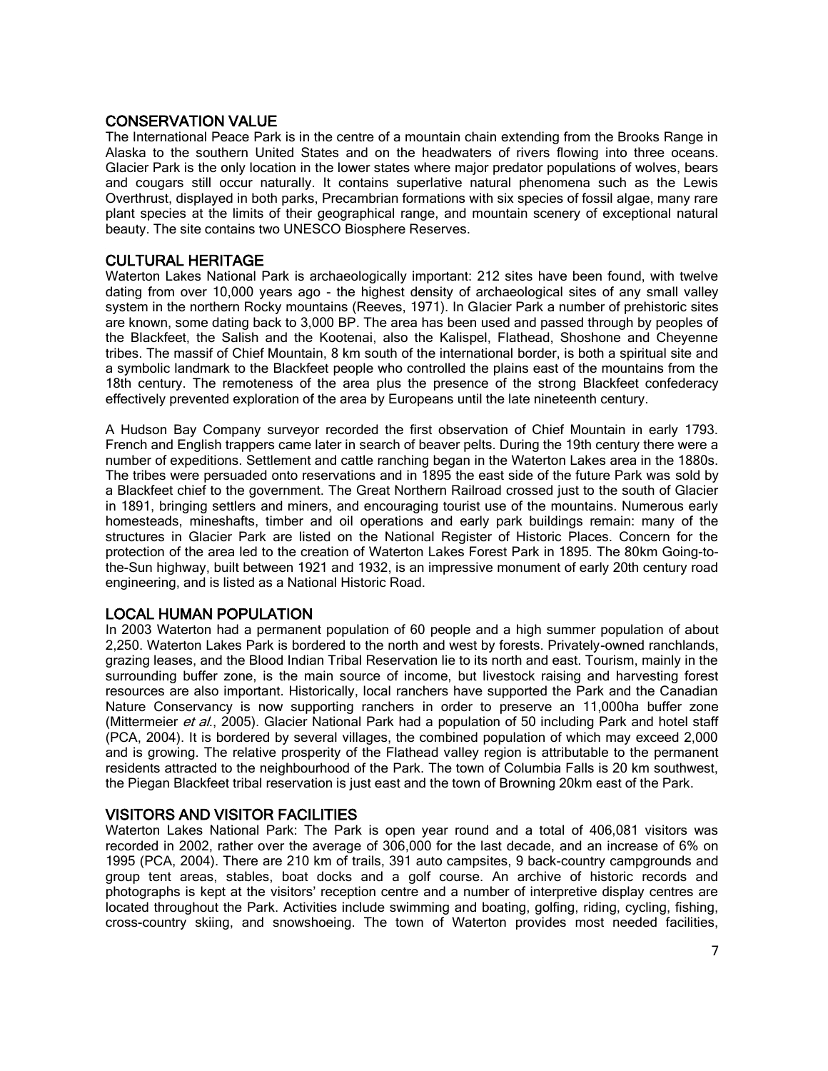## CONSERVATION VALUE

The International Peace Park is in the centre of a mountain chain extending from the Brooks Range in Alaska to the southern United States and on the headwaters of rivers flowing into three oceans. Glacier Park is the only location in the lower states where major predator populations of wolves, bears and cougars still occur naturally. It contains superlative natural phenomena such as the Lewis Overthrust, displayed in both parks, Precambrian formations with six species of fossil algae, many rare plant species at the limits of their geographical range, and mountain scenery of exceptional natural beauty. The site contains two UNESCO Biosphere Reserves.

## CULTURAL HERITAGE

Waterton Lakes National Park is archaeologically important: 212 sites have been found, with twelve dating from over 10,000 years ago - the highest density of archaeological sites of any small valley system in the northern Rocky mountains (Reeves, 1971). In Glacier Park a number of prehistoric sites are known, some dating back to 3,000 BP. The area has been used and passed through by peoples of the Blackfeet, the Salish and the Kootenai, also the Kalispel, Flathead, Shoshone and Cheyenne tribes. The massif of Chief Mountain, 8 km south of the international border, is both a spiritual site and a symbolic landmark to the Blackfeet people who controlled the plains east of the mountains from the 18th century. The remoteness of the area plus the presence of the strong Blackfeet confederacy effectively prevented exploration of the area by Europeans until the late nineteenth century.

A Hudson Bay Company surveyor recorded the first observation of Chief Mountain in early 1793. French and English trappers came later in search of beaver pelts. During the 19th century there were a number of expeditions. Settlement and cattle ranching began in the Waterton Lakes area in the 1880s. The tribes were persuaded onto reservations and in 1895 the east side of the future Park was sold by a Blackfeet chief to the government. The Great Northern Railroad crossed just to the south of Glacier in 1891, bringing settlers and miners, and encouraging tourist use of the mountains. Numerous early homesteads, mineshafts, timber and oil operations and early park buildings remain: many of the structures in Glacier Park are listed on the National Register of Historic Places. Concern for the protection of the area led to the creation of Waterton Lakes Forest Park in 1895. The 80km Going-to-the-Sun highway, built between 1921 and 1932, is an impressive monument of early 20th century road engineering, and is listed as a National Historic Road.

## LOCAL HUMAN POPULATION

In 2003 Waterton had a permanent population of 60 people and a high summer population of about 2,250. Waterton Lakes Park is bordered to the north and west by forests. Privately-owned ranchlands, grazing leases, and the Blood Indian Tribal Reservation lie to its north and east. Tourism, mainly in the surrounding buffer zone, is the main source of income, but livestock raising and harvesting forest resources are also important. Historically, local ranchers have supported the Park and the Canadian Nature Conservancy is now supporting ranchers in order to preserve an 11,000ha buffer zone (Mittermeier *et al.*, 2005). Glacier National Park had a population of 50 including Park and hotel staff (PCA, 2004). It is bordered by several villages, the combined population of which may exceed 2,000 and is growing. The relative prosperity of the Flathead valley region is attributable to the permanent residents attracted to the neighbourhood of the Park. The town of Columbia Falls is 20 km southwest, the Piegan Blackfeet tribal reservation is just east and the town of Browning 20km east of the Park.

## VISITORS AND VISITOR FACILITIES

Waterton Lakes National Park: The Park is open year round and a total of 406,081 visitors was recorded in 2002, rather over the average of 306,000 for the last decade, and an increase of 6% on 1995 (PCA, 2004). There are 210 km of trails, 391 auto campsites, 9 back-country campgrounds and group tent areas, stables, boat docks and a golf course. An archive of historic records and photographs is kept at the visitors' reception centre and a number of interpretive display centres are located throughout the Park. Activities include swimming and boating, golfing, riding, cycling, fishing, cross-country skiing, and snowshoeing. The town of Waterton provides most needed facilities,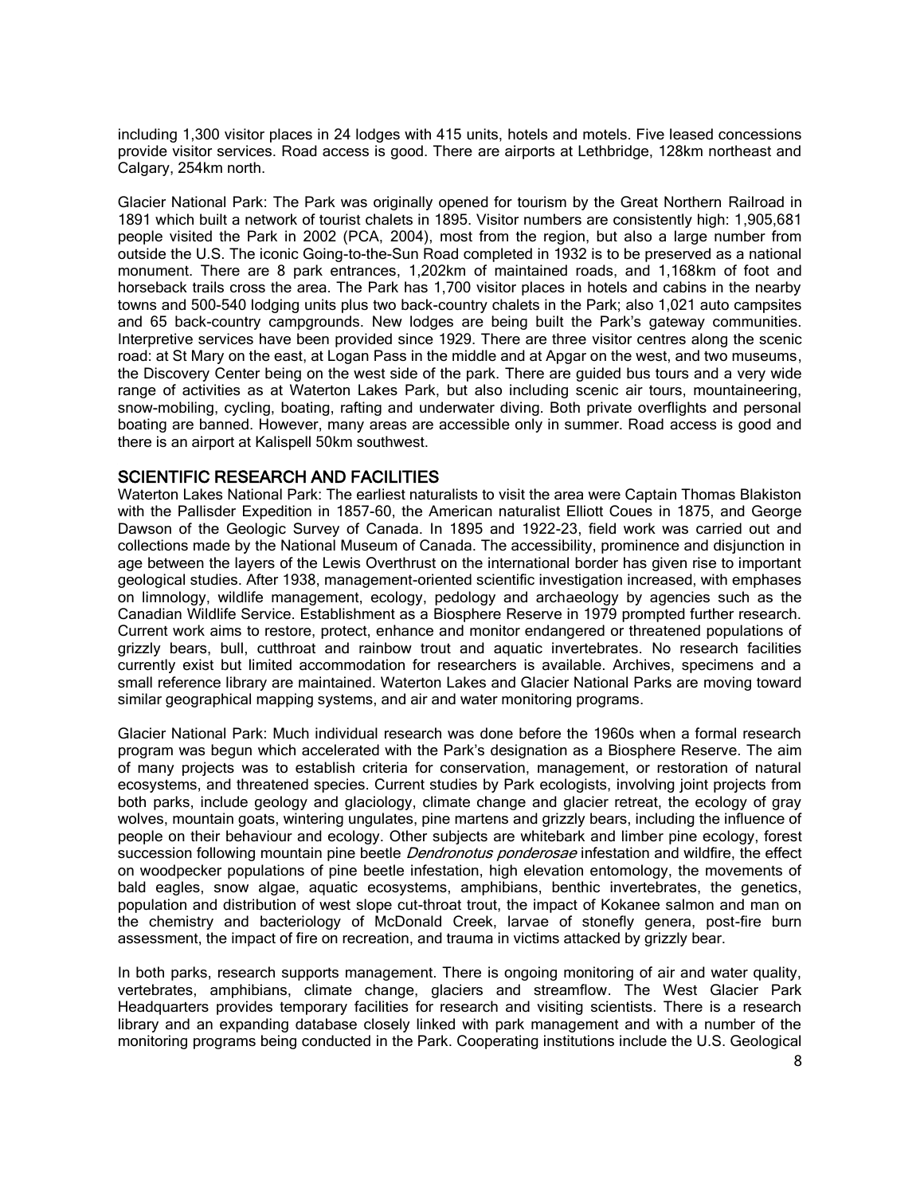including 1,300 visitor places in 24 lodges with 415 units, hotels and motels. Five leased concessions provide visitor services. Road access is good. There are airports at Lethbridge, 128km northeast and Calgary, 254km north.

Glacier National Park: The Park was originally opened for tourism by the Great Northern Railroad in 1891 which built a network of tourist chalets in 1895. Visitor numbers are consistently high: 1,905,681 people visited the Park in 2002 (PCA, 2004), most from the region, but also a large number from outside the U.S. The iconic Going-to-the-Sun Road completed in 1932 is to be preserved as a national monument. There are 8 park entrances, 1,202km of maintained roads, and 1,168km of foot and horseback trails cross the area. The Park has 1,700 visitor places in hotels and cabins in the nearby towns and 500-540 lodging units plus two back-country chalets in the Park; also 1,021 auto campsites and 65 back-country campgrounds. New lodges are being built the Park's gateway communities. Interpretive services have been provided since 1929. There are three visitor centres along the scenic road: at St Mary on the east, at Logan Pass in the middle and at Apgar on the west, and two museums, the Discovery Center being on the west side of the park. There are guided bus tours and a very wide range of activities as at Waterton Lakes Park, but also including scenic air tours, mountaineering, snow-mobiling, cycling, boating, rafting and underwater diving. Both private overflights and personal boating are banned. However, many areas are accessible only in summer. Road access is good and there is an airport at Kalispell 50km southwest.

## SCIENTIFIC RESEARCH AND FACILITIES

Waterton Lakes National Park: The earliest naturalists to visit the area were Captain Thomas Blakiston with the Pallisder Expedition in 1857-60, the American naturalist Elliott Coues in 1875, and George Dawson of the Geologic Survey of Canada. In 1895 and 1922-23, field work was carried out and collections made by the National Museum of Canada. The accessibility, prominence and disjunction in age between the layers of the Lewis Overthrust on the international border has given rise to important geological studies. After 1938, management-oriented scientific investigation increased, with emphases on limnology, wildlife management, ecology, pedology and archaeology by agencies such as the Canadian Wildlife Service. Establishment as a Biosphere Reserve in 1979 prompted further research. Current work aims to restore, protect, enhance and monitor endangered or threatened populations of grizzly bears, bull, cutthroat and rainbow trout and aquatic invertebrates. No research facilities currently exist but limited accommodation for researchers is available. Archives, specimens and a small reference library are maintained. Waterton Lakes and Glacier National Parks are moving toward similar geographical mapping systems, and air and water monitoring programs.

Glacier National Park: Much individual research was done before the 1960s when a formal research program was begun which accelerated with the Park's designation as a Biosphere Reserve. The aim of many projects was to establish criteria for conservation, management, or restoration of natural ecosystems, and threatened species. Current studies by Park ecologists, involving joint projects from both parks, include geology and glaciology, climate change and glacier retreat, the ecology of gray wolves, mountain goats, wintering ungulates, pine martens and grizzly bears, including the influence of people on their behaviour and ecology. Other subjects are whitebark and limber pine ecology, forest succession following mountain pine beetle *Dendronotus ponderosae* infestation and wildfire, the effect on woodpecker populations of pine beetle infestation, high elevation entomology, the movements of bald eagles, snow algae, aquatic ecosystems, amphibians, benthic invertebrates, the genetics, population and distribution of west slope cut-throat trout, the impact of Kokanee salmon and man on the chemistry and bacteriology of McDonald Creek, larvae of stonefly genera, post-fire burn assessment, the impact of fire on recreation, and trauma in victims attacked by grizzly bear.

In both parks, research supports management. There is ongoing monitoring of air and water quality, vertebrates, amphibians, climate change, glaciers and streamflow. The West Glacier Park Headquarters provides temporary facilities for research and visiting scientists. There is a research library and an expanding database closely linked with park management and with a number of the monitoring programs being conducted in the Park. Cooperating institutions include the U.S. Geological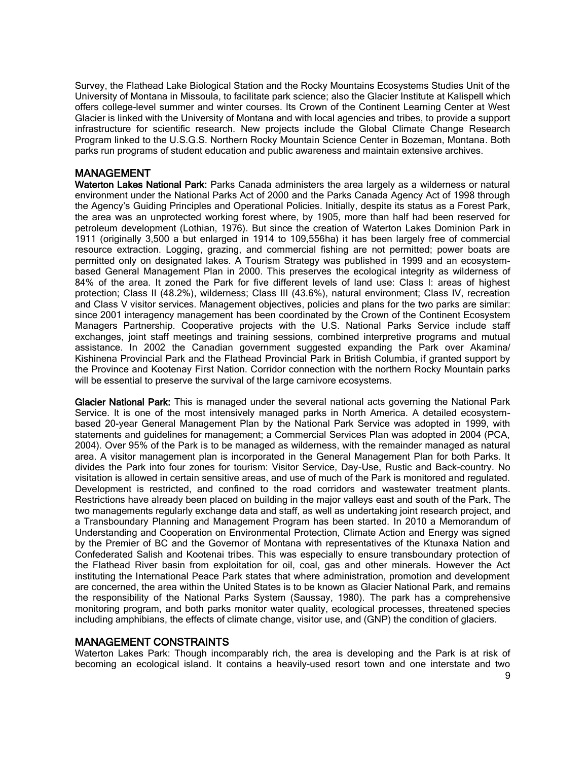Survey, the Flathead Lake Biological Station and the Rocky Mountains Ecosystems Studies Unit of the University of Montana in Missoula, to facilitate park science; also the Glacier Institute at Kalispell which offers college-level summer and winter courses. Its Crown of the Continent Learning Center at West Glacier is linked with the University of Montana and with local agencies and tribes, to provide a support infrastructure for scientific research. New projects include the Global Climate Change Research Program linked to the U.S.G.S. Northern Rocky Mountain Science Center in Bozeman, Montana. Both parks run programs of student education and public awareness and maintain extensive archives.

## MANAGEMENT

**Waterton Lakes National Park:** Parks Canada administers the area largely as a wilderness or natural environment under the National Parks Act of 2000 and the Parks Canada Agency Act of 1998 through the Agency's Guiding Principles and Operational Policies. Initially, despite its status as a Forest Park, the area was an unprotected working forest where, by 1905, more than half had been reserved for petroleum development (Lothian, 1976). But since the creation of Waterton Lakes Dominion Park in 1911 (originally 3,500 a but enlarged in 1914 to 109,556ha) it has been largely free of commercial resource extraction. Logging, grazing, and commercial fishing are not permitted; power boats are permitted only on designated lakes. A Tourism Strategy was published in 1999 and an ecosystem-based General Management Plan in 2000. This preserves the ecological integrity as wilderness of 84% of the area. It zoned the Park for five different levels of land use: Class I: areas of highest protection; Class II (48.2%), wilderness; Class III (43.6%), natural environment; Class IV, recreation and Class V visitor services. Management objectives, policies and plans for the two parks are similar: since 2001 interagency management has been coordinated by the Crown of the Continent Ecosystem Managers Partnership. Cooperative projects with the U.S. National Parks Service include staff exchanges, joint staff meetings and training sessions, combined interpretive programs and mutual assistance. In 2002 the Canadian government suggested expanding the Park over Akamina/ Kishinena Provincial Park and the Flathead Provincial Park in British Columbia, if granted support by the Province and Kootenay First Nation. Corridor connection with the northern Rocky Mountain parks will be essential to preserve the survival of the large carnivore ecosystems.

**Glacier National Park:** This is managed under the several national acts governing the National Park Service. It is one of the most intensively managed parks in North America. A detailed ecosystem-based 20-year General Management Plan by the National Park Service was adopted in 1999, with statements and guidelines for management; a Commercial Services Plan was adopted in 2004 (PCA, 2004). Over 95% of the Park is to be managed as wilderness, with the remainder managed as natural area. A visitor management plan is incorporated in the General Management Plan for both Parks. It divides the Park into four zones for tourism: Visitor Service, Day-Use, Rustic and Back-country. No visitation is allowed in certain sensitive areas, and use of much of the Park is monitored and regulated. Development is restricted, and confined to the road corridors and wastewater treatment plants. Restrictions have already been placed on building in the major valleys east and south of the Park. The two managements regularly exchange data and staff, as well as undertaking joint research project, and a Transboundary Planning and Management Program has been started. In 2010 a Memorandum of Understanding and Cooperation on Environmental Protection, Climate Action and Energy was signed by the Premier of BC and the Governor of Montana with representatives of the Ktunaxa Nation and Confederated Salish and Kootenai tribes. This was especially to ensure transboundary protection of the Flathead River basin from exploitation for oil, coal, gas and other minerals. However the Act instituting the International Peace Park states that where administration, promotion and development are concerned, the area within the United States is to be known as Glacier National Park, and remains the responsibility of the National Parks System (Saussay, 1980). The park has a comprehensive monitoring program, and both parks monitor water quality, ecological processes, threatened species including amphibians, the effects of climate change, visitor use, and (GNP) the condition of glaciers.

## MANAGEMENT CONSTRAINTS

Waterton Lakes Park: Though incomparably rich, the area is developing and the Park is at risk of becoming an ecological island. It contains a heavily-used resort town and one interstate and two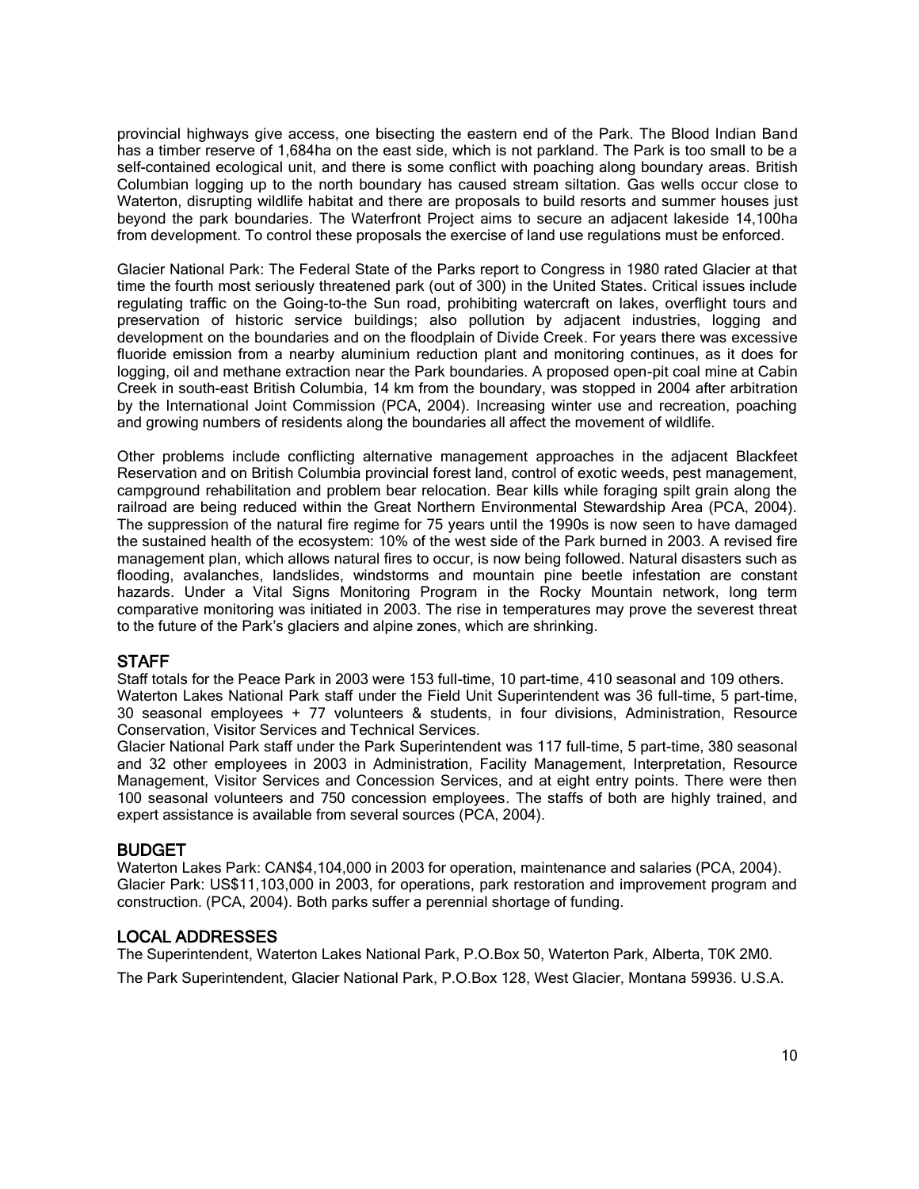provincial highways give access, one bisecting the eastern end of the Park. The Blood Indian Band has a timber reserve of 1,684ha on the east side, which is not parkland. The Park is too small to be a self-contained ecological unit, and there is some conflict with poaching along boundary areas. British Columbian logging up to the north boundary has caused stream siltation. Gas wells occur close to Waterton, disrupting wildlife habitat and there are proposals to build resorts and summer houses just beyond the park boundaries. The Waterfront Project aims to secure an adjacent lakeside 14,100ha from development. To control these proposals the exercise of land use regulations must be enforced.

Glacier National Park: The Federal State of the Parks report to Congress in 1980 rated Glacier at that time the fourth most seriously threatened park (out of 300) in the United States. Critical issues include regulating traffic on the Going-to-the Sun road, prohibiting watercraft on lakes, overflight tours and preservation of historic service buildings; also pollution by adjacent industries, logging and development on the boundaries and on the floodplain of Divide Creek. For years there was excessive fluoride emission from a nearby aluminium reduction plant and monitoring continues, as it does for logging, oil and methane extraction near the Park boundaries. A proposed open-pit coal mine at Cabin Creek in south-east British Columbia, 14 km from the boundary, was stopped in 2004 after arbitration by the International Joint Commission (PCA, 2004). Increasing winter use and recreation, poaching and growing numbers of residents along the boundaries all affect the movement of wildlife.

Other problems include conflicting alternative management approaches in the adjacent Blackfeet Reservation and on British Columbia provincial forest land, control of exotic weeds, pest management, campground rehabilitation and problem bear relocation. Bear kills while foraging spilt grain along the railroad are being reduced within the Great Northern Environmental Stewardship Area (PCA, 2004). The suppression of the natural fire regime for 75 years until the 1990s is now seen to have damaged the sustained health of the ecosystem: 10% of the west side of the Park burned in 2003. A revised fire management plan, which allows natural fires to occur, is now being followed. Natural disasters such as flooding, avalanches, landslides, windstorms and mountain pine beetle infestation are constant hazards. Under a Vital Signs Monitoring Program in the Rocky Mountain network, long term comparative monitoring was initiated in 2003. The rise in temperatures may prove the severest threat to the future of the Park's glaciers and alpine zones, which are shrinking.

## STAFF

Staff totals for the Peace Park in 2003 were 153 full-time, 10 part-time, 410 seasonal and 109 others.
Waterton Lakes National Park staff under the Field Unit Superintendent was 36 full-time, 5 part-time, 30 seasonal employees + 77 volunteers & students, in four divisions, Administration, Resource Conservation, Visitor Services and Technical Services.
Glacier National Park staff under the Park Superintendent was 117 full-time, 5 part-time, 380 seasonal and 32 other employees in 2003 in Administration, Facility Management, Interpretation, Resource Management, Visitor Services and Concession Services, and at eight entry points. There were then 100 seasonal volunteers and 750 concession employees. The staffs of both are highly trained, and expert assistance is available from several sources (PCA, 2004).

## BUDGET

Waterton Lakes Park: CAN$4,104,000 in 2003 for operation, maintenance and salaries (PCA, 2004).
Glacier Park: US$11,103,000 in 2003, for operations, park restoration and improvement program and construction. (PCA, 2004). Both parks suffer a perennial shortage of funding.

## LOCAL ADDRESSES

The Superintendent, Waterton Lakes National Park, P.O.Box 50, Waterton Park, Alberta, T0K 2M0.

The Park Superintendent, Glacier National Park, P.O.Box 128, West Glacier, Montana 59936. U.S.A.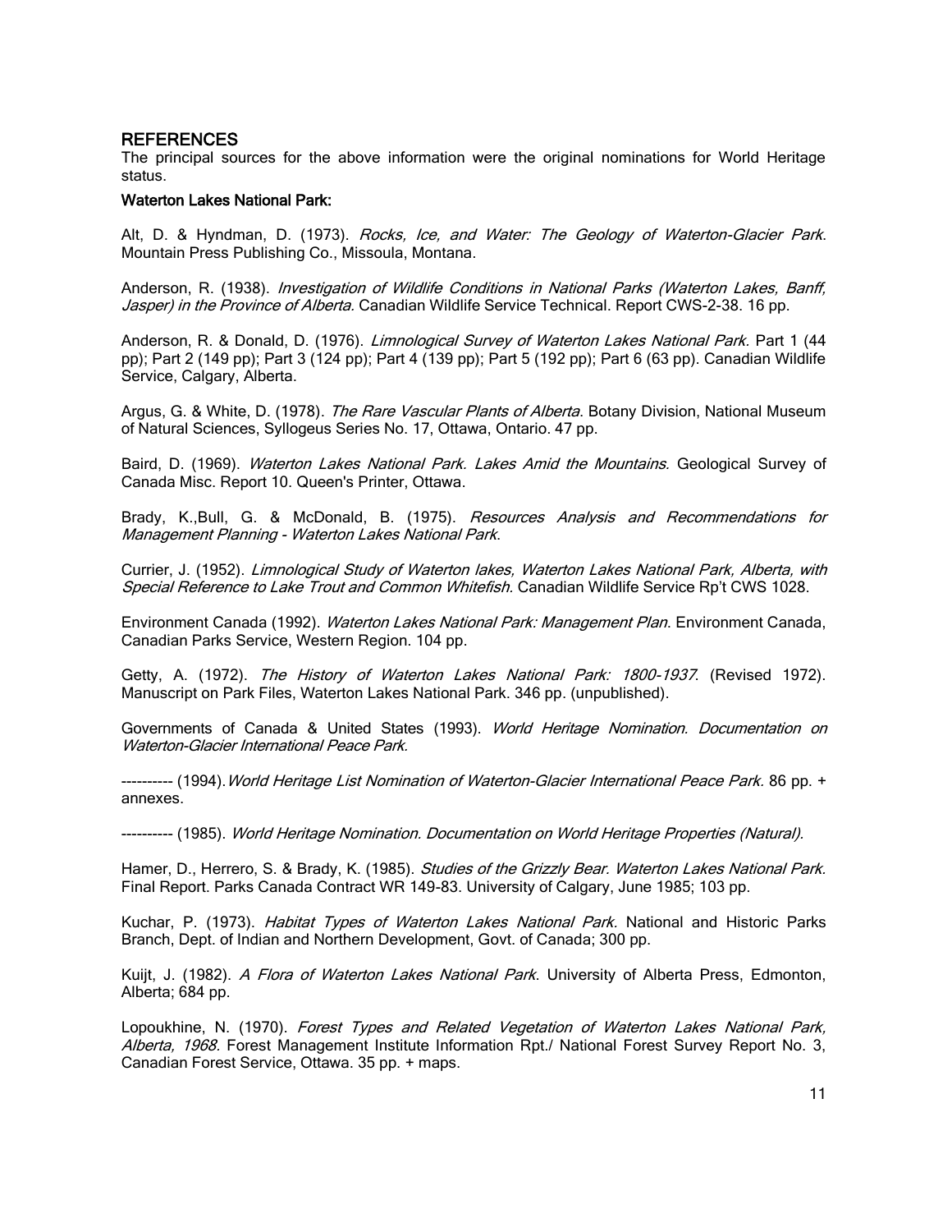## REFERENCES

The principal sources for the above information were the original nominations for World Heritage status.

**Waterton Lakes National Park:**

Alt, D. & Hyndman, D. (1973). *Rocks, Ice, and Water: The Geology of Waterton-Glacier Park*. Mountain Press Publishing Co., Missoula, Montana.

Anderson, R. (1938). *Investigation of Wildlife Conditions in National Parks (Waterton Lakes, Banff, Jasper) in the Province of Alberta.* Canadian Wildlife Service Technical. Report CWS-2-38. 16 pp.

Anderson, R. & Donald, D. (1976). *Limnological Survey of Waterton Lakes National Park.* Part 1 (44 pp); Part 2 (149 pp); Part 3 (124 pp); Part 4 (139 pp); Part 5 (192 pp); Part 6 (63 pp). Canadian Wildlife Service, Calgary, Alberta.

Argus, G. & White, D. (1978). *The Rare Vascular Plants of Alberta*. Botany Division, National Museum of Natural Sciences, Syllogeus Series No. 17, Ottawa, Ontario. 47 pp.

Baird, D. (1969). *Waterton Lakes National Park. Lakes Amid the Mountains.* Geological Survey of Canada Misc. Report 10. Queen's Printer, Ottawa.

Brady, K.,Bull, G. & McDonald, B. (1975). *Resources Analysis and Recommendations for Management Planning - Waterton Lakes National Park*.

Currier, J. (1952). *Limnological Study of Waterton lakes, Waterton Lakes National Park, Alberta, with Special Reference to Lake Trout and Common Whitefish.* Canadian Wildlife Service Rp't CWS 1028.

Environment Canada (1992). *Waterton Lakes National Park: Management Plan*. Environment Canada, Canadian Parks Service, Western Region. 104 pp.

Getty, A. (1972). *The History of Waterton Lakes National Park: 1800-1937*. (Revised 1972). Manuscript on Park Files, Waterton Lakes National Park. 346 pp. (unpublished).

Governments of Canada & United States (1993). *World Heritage Nomination. Documentation on Waterton-Glacier International Peace Park.*

---------- (1994). *World Heritage List Nomination of Waterton-Glacier International Peace Park.* 86 pp. + annexes.

---------- (1985). *World Heritage Nomination. Documentation on World Heritage Properties (Natural).*

Hamer, D., Herrero, S. & Brady, K. (1985). *Studies of the Grizzly Bear. Waterton Lakes National Park.* Final Report. Parks Canada Contract WR 149-83. University of Calgary, June 1985; 103 pp.

Kuchar, P. (1973). *Habitat Types of Waterton Lakes National Park.* National and Historic Parks Branch, Dept. of Indian and Northern Development, Govt. of Canada; 300 pp.

Kuijt, J. (1982). *A Flora of Waterton Lakes National Park*. University of Alberta Press, Edmonton, Alberta; 684 pp.

Lopoukhine, N. (1970). *Forest Types and Related Vegetation of Waterton Lakes National Park, Alberta, 1968.* Forest Management Institute Information Rpt./ National Forest Survey Report No. 3, Canadian Forest Service, Ottawa. 35 pp. + maps.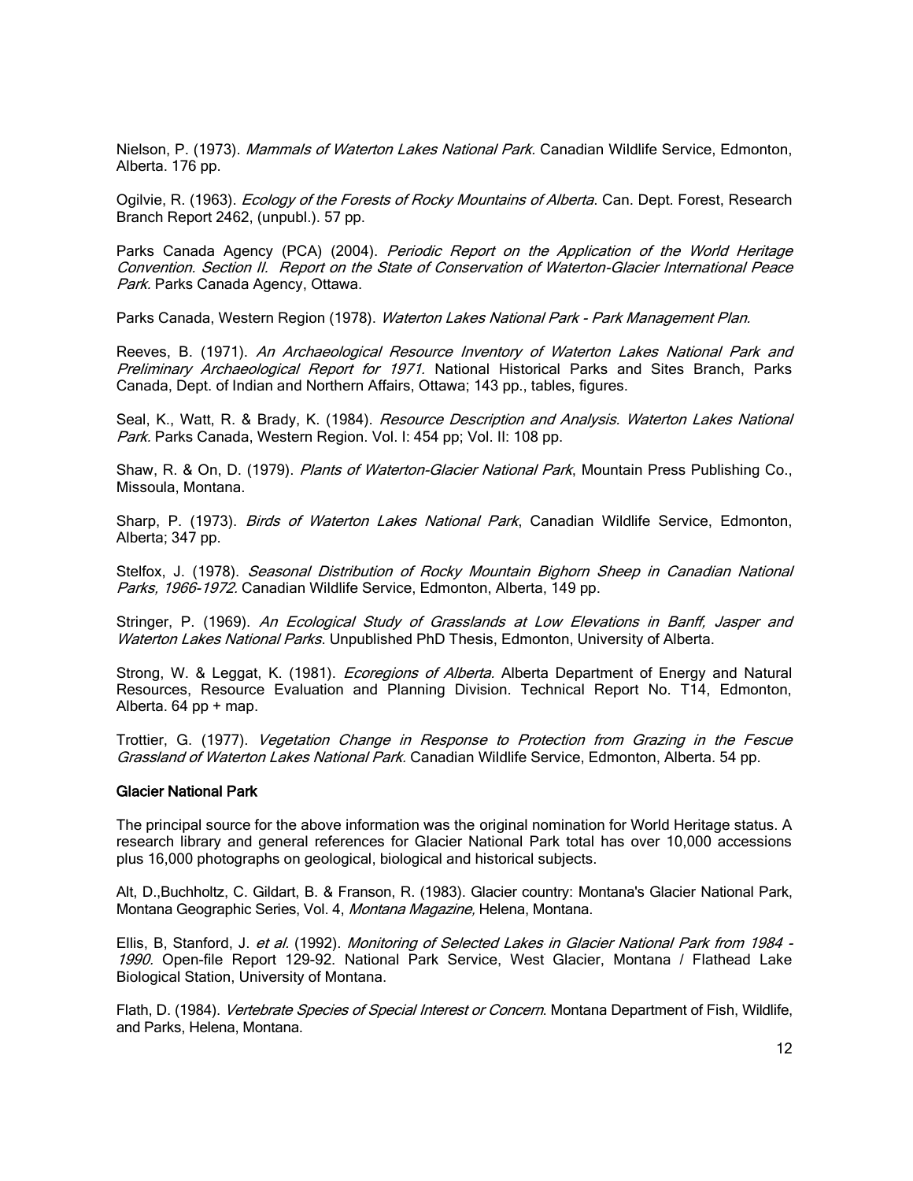Nielson, P. (1973). *Mammals of Waterton Lakes National Park.* Canadian Wildlife Service, Edmonton, Alberta. 176 pp.

Ogilvie, R. (1963). *Ecology of the Forests of Rocky Mountains of Alberta*. Can. Dept. Forest, Research Branch Report 2462, (unpubl.). 57 pp.

Parks Canada Agency (PCA) (2004). *Periodic Report on the Application of the World Heritage Convention. Section II. Report on the State of Conservation of Waterton-Glacier International Peace Park.* Parks Canada Agency, Ottawa.

Parks Canada, Western Region (1978). *Waterton Lakes National Park - Park Management Plan.*

Reeves, B. (1971). *An Archaeological Resource Inventory of Waterton Lakes National Park and Preliminary Archaeological Report for 1971.* National Historical Parks and Sites Branch, Parks Canada, Dept. of Indian and Northern Affairs, Ottawa; 143 pp., tables, figures.

Seal, K., Watt, R. & Brady, K. (1984). *Resource Description and Analysis. Waterton Lakes National Park.* Parks Canada, Western Region. Vol. I: 454 pp; Vol. II: 108 pp.

Shaw, R. & On, D. (1979). *Plants of Waterton-Glacier National Park*, Mountain Press Publishing Co., Missoula, Montana.

Sharp, P. (1973). *Birds of Waterton Lakes National Park*, Canadian Wildlife Service, Edmonton, Alberta; 347 pp.

Stelfox, J. (1978). *Seasonal Distribution of Rocky Mountain Bighorn Sheep in Canadian National Parks, 1966-1972.* Canadian Wildlife Service, Edmonton, Alberta, 149 pp.

Stringer, P. (1969). *An Ecological Study of Grasslands at Low Elevations in Banff, Jasper and Waterton Lakes National Parks*. Unpublished PhD Thesis, Edmonton, University of Alberta.

Strong, W. & Leggat, K. (1981). *Ecoregions of Alberta.* Alberta Department of Energy and Natural Resources, Resource Evaluation and Planning Division. Technical Report No. T14, Edmonton, Alberta. 64 pp + map.

Trottier, G. (1977). *Vegetation Change in Response to Protection from Grazing in the Fescue Grassland of Waterton Lakes National Park.* Canadian Wildlife Service, Edmonton, Alberta. 54 pp.

**Glacier National Park**

The principal source for the above information was the original nomination for World Heritage status. A research library and general references for Glacier National Park total has over 10,000 accessions plus 16,000 photographs on geological, biological and historical subjects.

Alt, D.,Buchholtz, C. Gildart, B. & Franson, R. (1983). Glacier country: Montana's Glacier National Park, Montana Geographic Series, Vol. 4, *Montana Magazine,* Helena, Montana.

Ellis, B, Stanford, J. *et al.* (1992). *Monitoring of Selected Lakes in Glacier National Park from 1984 - 1990.* Open-file Report 129-92. National Park Service, West Glacier, Montana / Flathead Lake Biological Station, University of Montana.

Flath, D. (1984). *Vertebrate Species of Special Interest or Concern*. Montana Department of Fish, Wildlife, and Parks, Helena, Montana.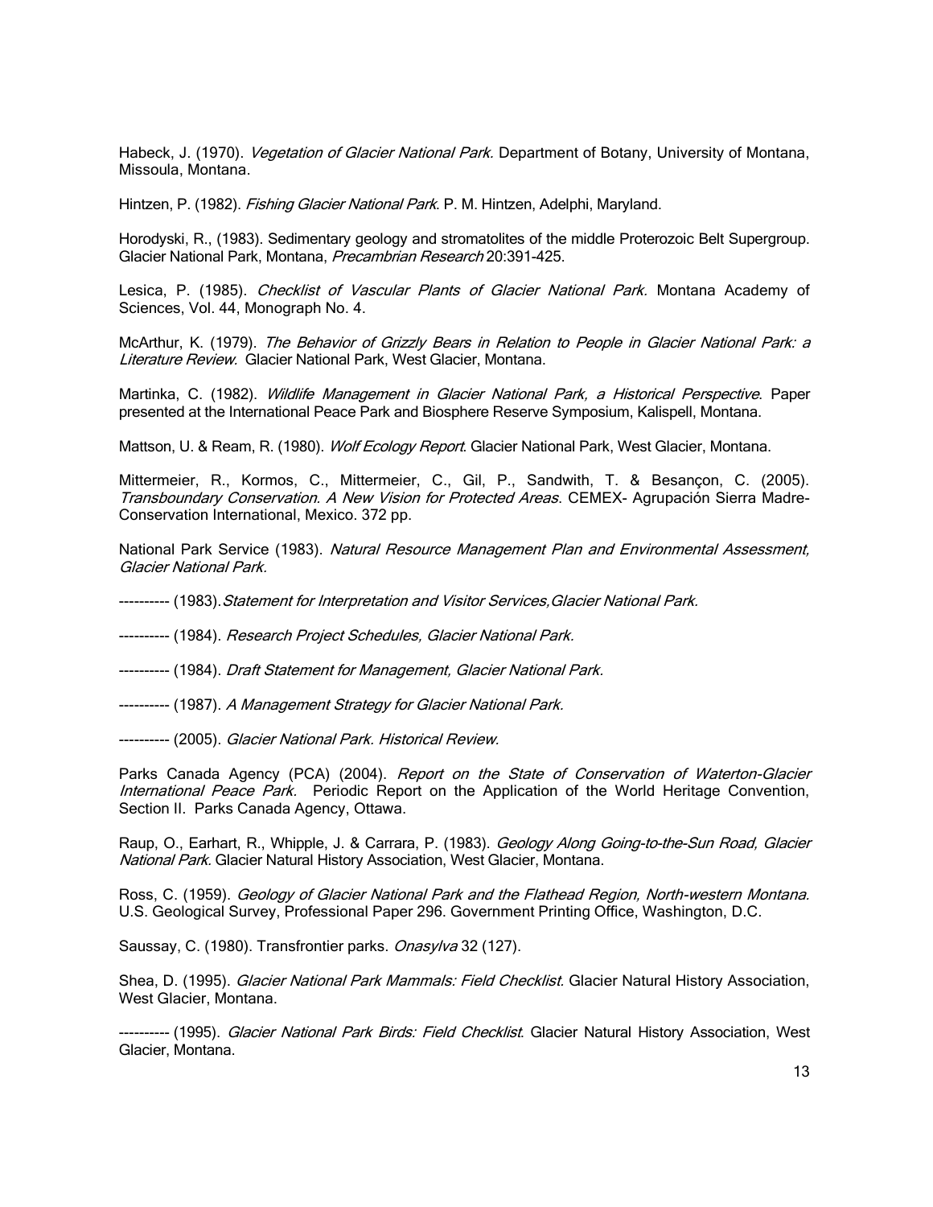Habeck, J. (1970). *Vegetation of Glacier National Park.* Department of Botany, University of Montana, Missoula, Montana.

Hintzen, P. (1982). *Fishing Glacier National Park*. P. M. Hintzen, Adelphi, Maryland.

Horodyski, R., (1983). Sedimentary geology and stromatolites of the middle Proterozoic Belt Supergroup. Glacier National Park, Montana, *Precambrian Research* 20:391-425.

Lesica, P. (1985). *Checklist of Vascular Plants of Glacier National Park.* Montana Academy of Sciences, Vol. 44, Monograph No. 4.

McArthur, K. (1979). *The Behavior of Grizzly Bears in Relation to People in Glacier National Park: a Literature Review.* Glacier National Park, West Glacier, Montana.

Martinka, C. (1982). *Wildlife Management in Glacier National Park, a Historical Perspective*. Paper presented at the International Peace Park and Biosphere Reserve Symposium, Kalispell, Montana.

Mattson, U. & Ream, R. (1980). *Wolf Ecology Report*. Glacier National Park, West Glacier, Montana.

Mittermeier, R., Kormos, C., Mittermeier, C., Gil, P., Sandwith, T. & Besançon, C. (2005). *Transboundary Conservation. A New Vision for Protected Areas*. CEMEX- Agrupación Sierra Madre-Conservation International, Mexico. 372 pp.

National Park Service (1983). *Natural Resource Management Plan and Environmental Assessment, Glacier National Park.*

---------- (1983). *Statement for Interpretation and Visitor Services, Glacier National Park.*

---------- (1984). *Research Project Schedules, Glacier National Park.*

---------- (1984). *Draft Statement for Management, Glacier National Park*.

---------- (1987). *A Management Strategy for Glacier National Park.*

---------- (2005). *Glacier National Park. Historical Review.*

Parks Canada Agency (PCA) (2004). *Report on the State of Conservation of Waterton-Glacier International Peace Park.* Periodic Report on the Application of the World Heritage Convention, Section II. Parks Canada Agency, Ottawa.

Raup, O., Earhart, R., Whipple, J. & Carrara, P. (1983). *Geology Along Going-to-the-Sun Road, Glacier National Park.* Glacier Natural History Association, West Glacier, Montana.

Ross, C. (1959). *Geology of Glacier National Park and the Flathead Region, North-western Montana.* U.S. Geological Survey, Professional Paper 296. Government Printing Office, Washington, D.C.

Saussay, C. (1980). Transfrontier parks. *Onasylva* 32 (127).

Shea, D. (1995). *Glacier National Park Mammals: Field Checklist.* Glacier Natural History Association, West Glacier, Montana.

---------- (1995). *Glacier National Park Birds: Field Checklist*. Glacier Natural History Association, West Glacier, Montana.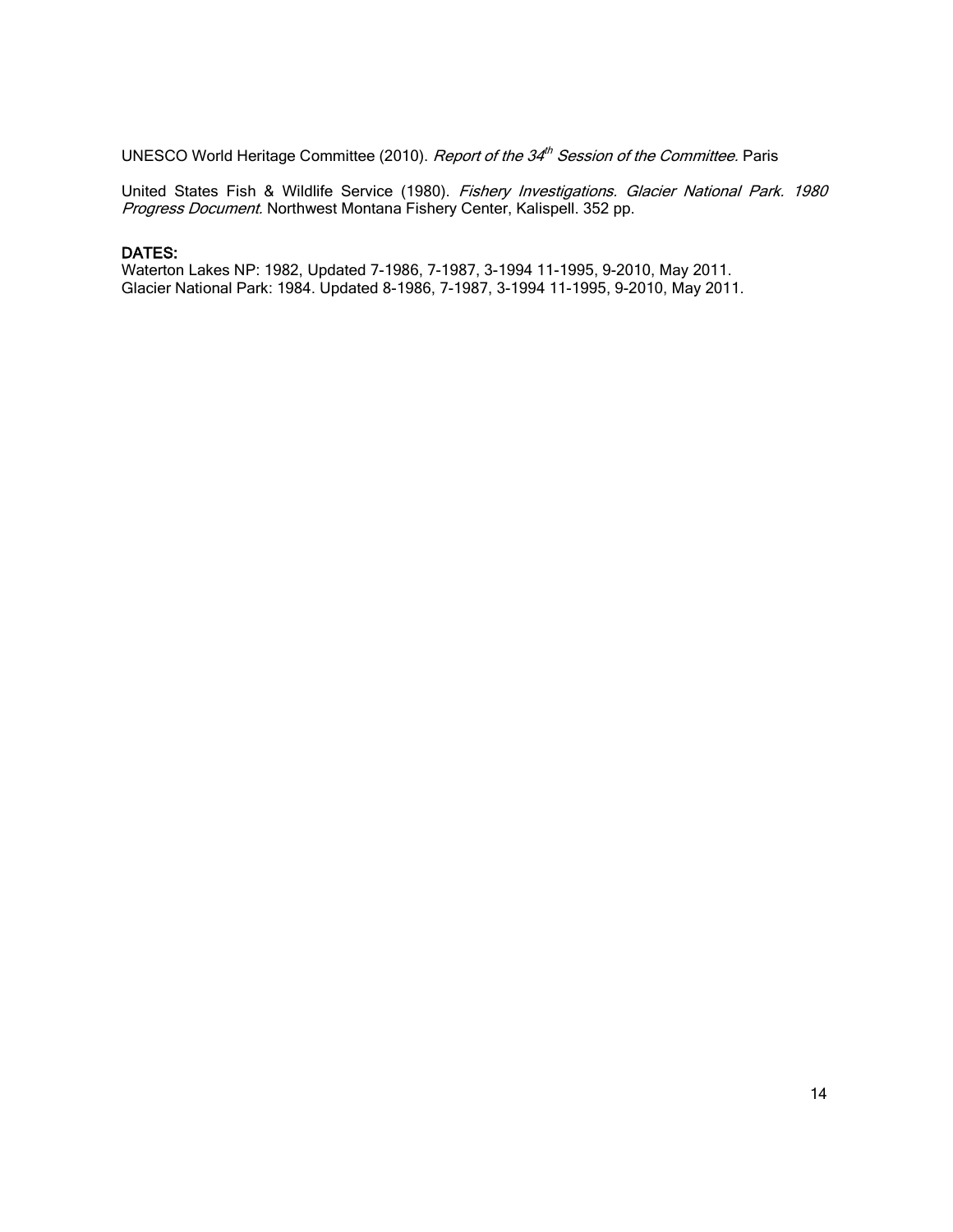UNESCO World Heritage Committee (2010). *Report of the 34th Session of the Committee*. Paris

United States Fish & Wildlife Service (1980). *Fishery Investigations. Glacier National Park. 1980 Progress Document*. Northwest Montana Fishery Center, Kalispell. 352 pp.

**DATES:**

Waterton Lakes NP: 1982, Updated 7-1986, 7-1987, 3-1994 11-1995, 9-2010, May 2011.
Glacier National Park: 1984. Updated 8-1986, 7-1987, 3-1994 11-1995, 9-2010, May 2011.